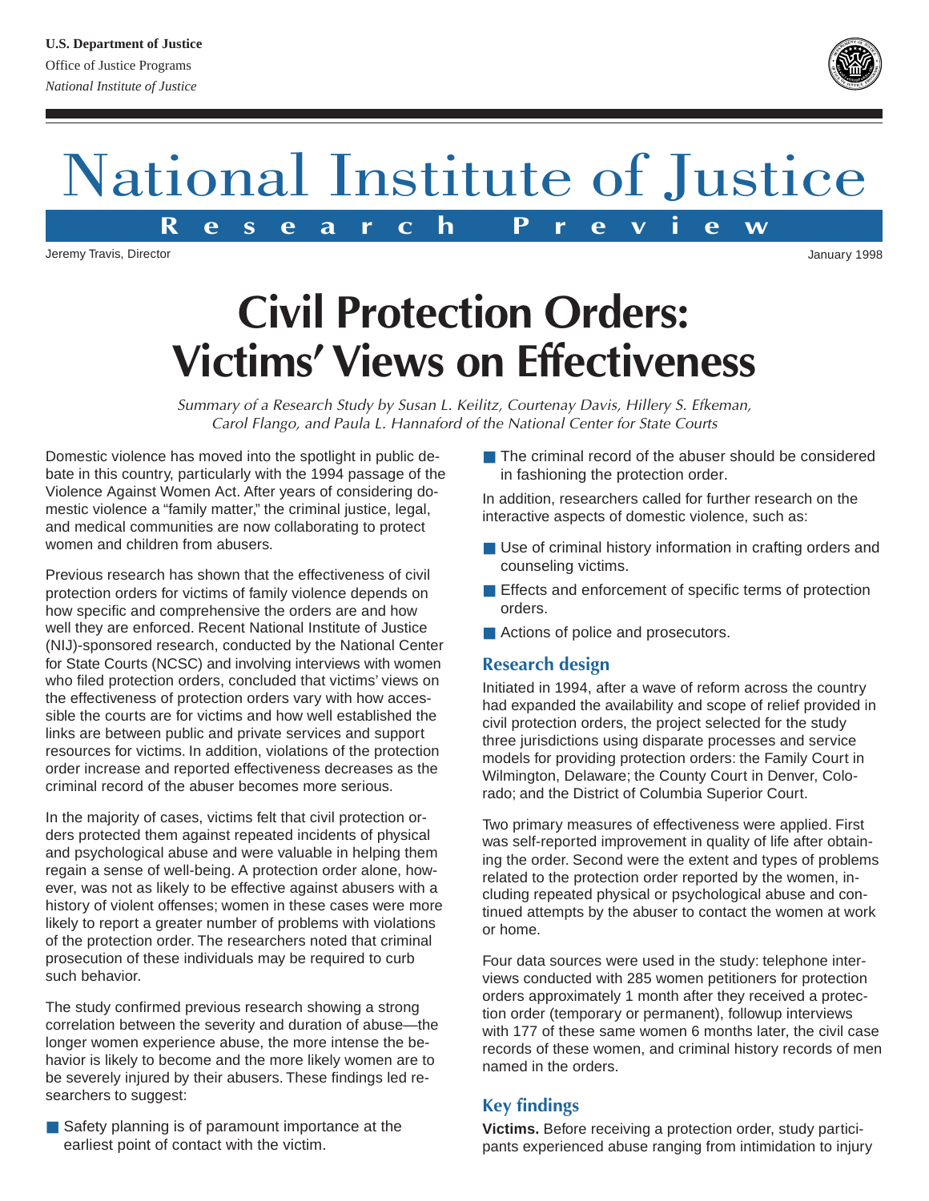U.S. Department of Justice
Office of Justice Programs
*National Institute of Justice*

# National Institute of Justice

**Research Preview**

Jeremy Travis, Director

January 1998

# Civil Protection Orders: Victims' Views on Effectiveness

*Summary of a Research Study by Susan L. Keilitz, Courtenay Davis, Hillery S. Efkeman, Carol Flango, and Paula L. Hannaford of the National Center for State Courts*

Domestic violence has moved into the spotlight in public debate in this country, particularly with the 1994 passage of the Violence Against Women Act. After years of considering domestic violence a "family matter," the criminal justice, legal, and medical communities are now collaborating to protect women and children from abusers.

Previous research has shown that the effectiveness of civil protection orders for victims of family violence depends on how specific and comprehensive the orders are and how well they are enforced. Recent National Institute of Justice (NIJ)-sponsored research, conducted by the National Center for State Courts (NCSC) and involving interviews with women who filed protection orders, concluded that victims' views on the effectiveness of protection orders vary with how accessible the courts are for victims and how well established the links are between public and private services and support resources for victims. In addition, violations of the protection order increase and reported effectiveness decreases as the criminal record of the abuser becomes more serious.

In the majority of cases, victims felt that civil protection orders protected them against repeated incidents of physical and psychological abuse and were valuable in helping them regain a sense of well-being. A protection order alone, however, was not as likely to be effective against abusers with a history of violent offenses; women in these cases were more likely to report a greater number of problems with violations of the protection order. The researchers noted that criminal prosecution of these individuals may be required to curb such behavior.

The study confirmed previous research showing a strong correlation between the severity and duration of abuse—the longer women experience abuse, the more intense the behavior is likely to become and the more likely women are to be severely injured by their abusers. These findings led researchers to suggest:

- Safety planning is of paramount importance at the earliest point of contact with the victim.
- The criminal record of the abuser should be considered in fashioning the protection order.

In addition, researchers called for further research on the interactive aspects of domestic violence, such as:

- Use of criminal history information in crafting orders and counseling victims.
- Effects and enforcement of specific terms of protection orders.
- Actions of police and prosecutors.

## Research design

Initiated in 1994, after a wave of reform across the country had expanded the availability and scope of relief provided in civil protection orders, the project selected for the study three jurisdictions using disparate processes and service models for providing protection orders: the Family Court in Wilmington, Delaware; the County Court in Denver, Colorado; and the District of Columbia Superior Court.

Two primary measures of effectiveness were applied. First was self-reported improvement in quality of life after obtaining the order. Second were the extent and types of problems related to the protection order reported by the women, including repeated physical or psychological abuse and continued attempts by the abuser to contact the women at work or home.

Four data sources were used in the study: telephone interviews conducted with 285 women petitioners for protection orders approximately 1 month after they received a protection order (temporary or permanent), followup interviews with 177 of these same women 6 months later, the civil case records of these women, and criminal history records of men named in the orders.

## Key findings

**Victims.** Before receiving a protection order, study participants experienced abuse ranging from intimidation to injury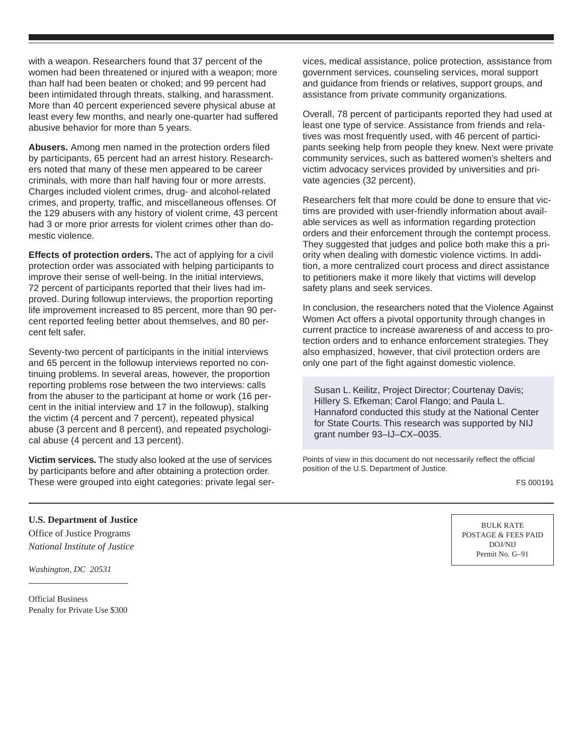with a weapon. Researchers found that 37 percent of the women had been threatened or injured with a weapon; more than half had been beaten or choked; and 99 percent had been intimidated through threats, stalking, and harassment. More than 40 percent experienced severe physical abuse at least every few months, and nearly one-quarter had suffered abusive behavior for more than 5 years.

**Abusers.** Among men named in the protection orders filed by participants, 65 percent had an arrest history. Researchers noted that many of these men appeared to be career criminals, with more than half having four or more arrests. Charges included violent crimes, drug- and alcohol-related crimes, and property, traffic, and miscellaneous offenses. Of the 129 abusers with any history of violent crime, 43 percent had 3 or more prior arrests for violent crimes other than domestic violence.

**Effects of protection orders.** The act of applying for a civil protection order was associated with helping participants to improve their sense of well-being. In the initial interviews, 72 percent of participants reported that their lives had improved. During followup interviews, the proportion reporting life improvement increased to 85 percent, more than 90 percent reported feeling better about themselves, and 80 percent felt safer.

Seventy-two percent of participants in the initial interviews and 65 percent in the followup interviews reported no continuing problems. In several areas, however, the proportion reporting problems rose between the two interviews: calls from the abuser to the participant at home or work (16 percent in the initial interview and 17 in the followup), stalking the victim (4 percent and 7 percent), repeated physical abuse (3 percent and 8 percent), and repeated psychological abuse (4 percent and 13 percent).

**Victim services.** The study also looked at the use of services by participants before and after obtaining a protection order. These were grouped into eight categories: private legal services, medical assistance, police protection, assistance from government services, counseling services, moral support and guidance from friends or relatives, support groups, and assistance from private community organizations.

Overall, 78 percent of participants reported they had used at least one type of service. Assistance from friends and relatives was most frequently used, with 46 percent of participants seeking help from people they knew. Next were private community services, such as battered women's shelters and victim advocacy services provided by universities and private agencies (32 percent).

Researchers felt that more could be done to ensure that victims are provided with user-friendly information about available services as well as information regarding protection orders and their enforcement through the contempt process. They suggested that judges and police both make this a priority when dealing with domestic violence victims. In addition, a more centralized court process and direct assistance to petitioners make it more likely that victims will develop safety plans and seek services.

In conclusion, the researchers noted that the Violence Against Women Act offers a pivotal opportunity through changes in current practice to increase awareness of and access to protection orders and to enhance enforcement strategies. They also emphasized, however, that civil protection orders are only one part of the fight against domestic violence.

Susan L. Keilitz, Project Director; Courtenay Davis; Hillery S. Efkeman; Carol Flango; and Paula L. Hannaford conducted this study at the National Center for State Courts. This research was supported by NIJ grant number 93–IJ–CX–0035.

Points of view in this document do not necessarily reflect the official position of the U.S. Department of Justice.

FS 000191

**U.S. Department of Justice**
Office of Justice Programs
*National Institute of Justice*

*Washington, DC 20531*

Official Business
Penalty for Private Use $300

BULK RATE
POSTAGE & FEES PAID
DOJ/NIJ
Permit No. G–91